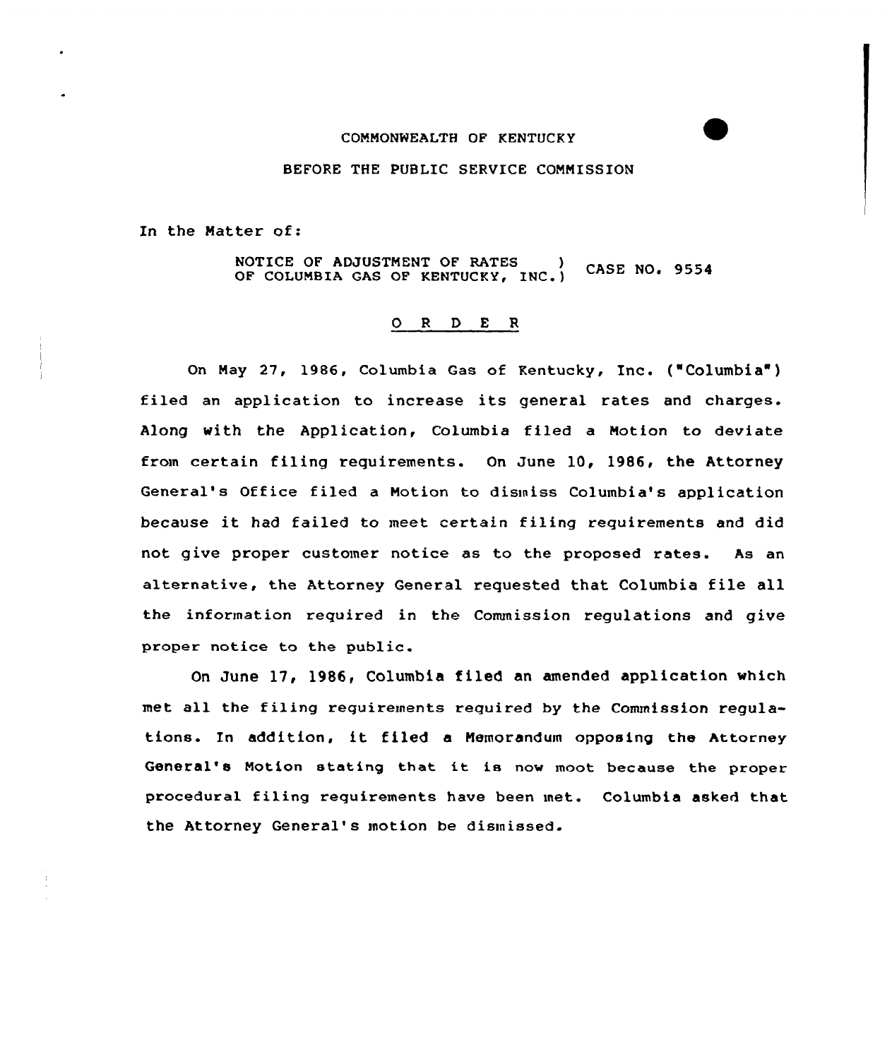COMMONWEALTH OF KENTUCKY

BEFORE THE PUBLIC SERVICE COMMISSION

In the Matter of:

NOTICE OF ADJUSTMENT OF RATES ) CASE NO. 9554
OF COLUMBIA GAS OF KENTUCKY, INC.)

O R D E R

On May 27, 1986, Columbia Gas of Kentucky, Inc. ("Columbia") filed an application to increase its general rates and charges. Along with the Application, Columbia filed a Motion to deviate from certain filing requirements. On June 10, 1986, the Attorney General's Office filed a Motion to dismiss Columbia's application because it had failed to meet certain filing requirements and did not give proper customer notice as to the proposed rates. As an alternative, the Attorney General requested that Columbia file all the information required in the Commission regulations and give proper notice to the public.

On June 17, 1986, Columbia filed an amended application which met all the filing requirements required by the Commission regulations. In addition, it filed a Memorandum opposing the Attorney General's Motion stating that it is now moot because the proper procedural filing requirements have been met. Columbia asked that the Attorney General's motion be dismissed.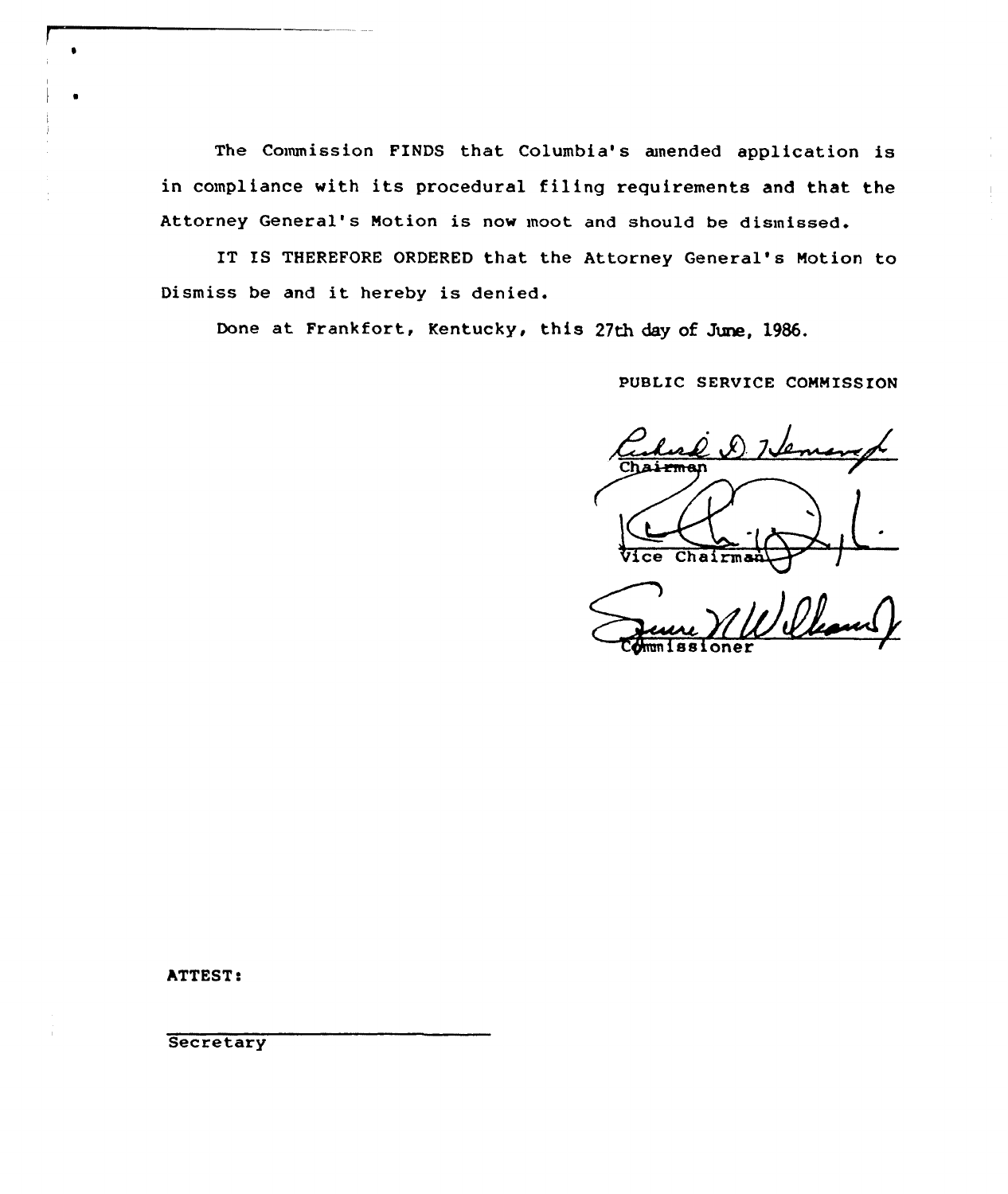The Commission FINDS that Columbia's amended application is in compliance with its procedural filing requirements and that the Attorney General's Motion is now moot and should be dismissed.

IT IS THEREFORE ORDERED that the Attorney General's Motion to Dismiss be and it hereby is denied.

Done at Frankfort, Kentucky, this 27th day of June, 1986.

PUBLIC SERVICE COMMISSION

Chairman

Vice Chairman

Commissioner

ATTEST:

Secretary